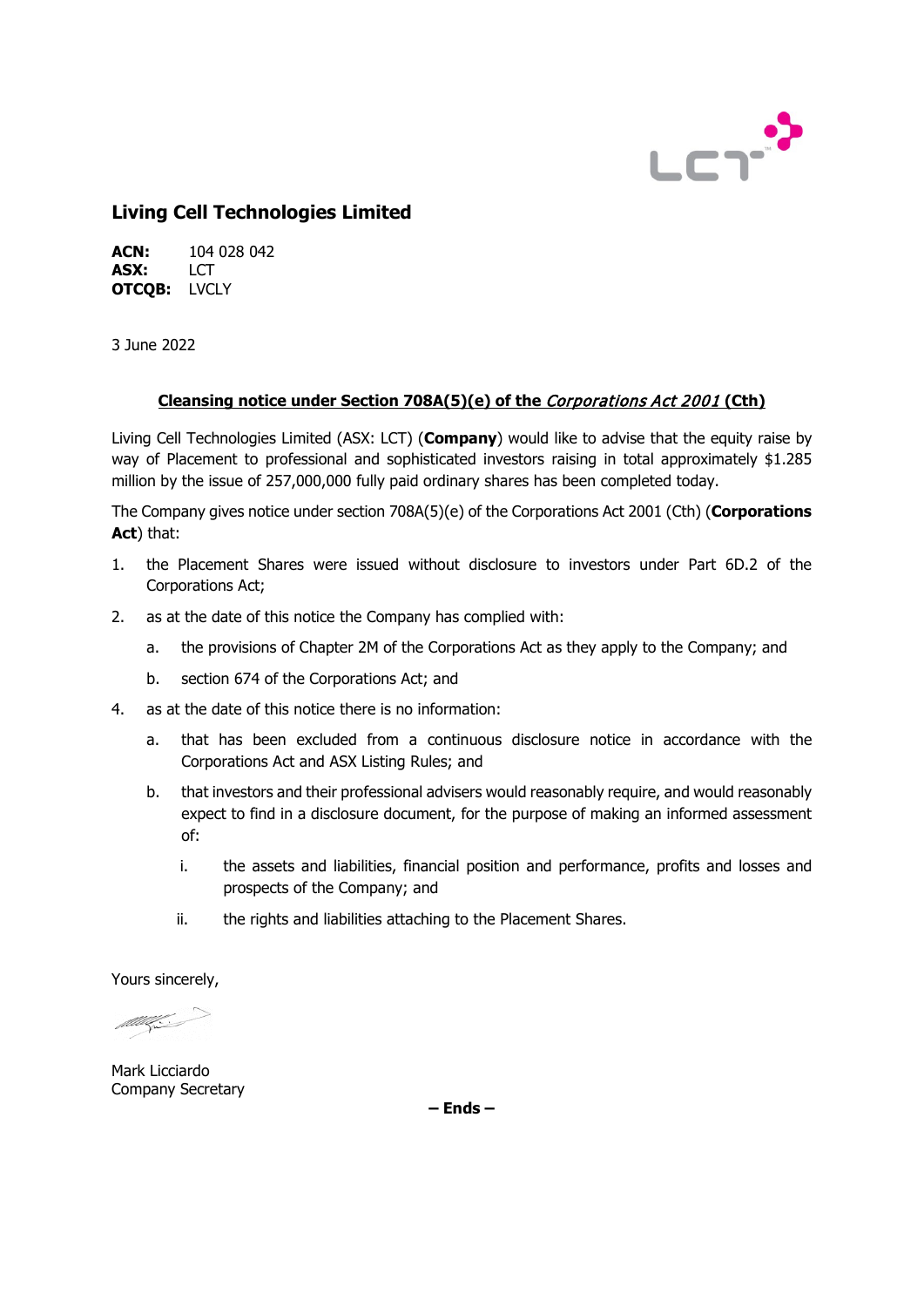# Living Cell Technologies Limited

**ACN:** 104 028 042
**ASX:** LCT
**OTCQB:** LVCLY

3 June 2022

## Cleansing notice under Section 708A(5)(e) of the *Corporations Act 2001* (Cth)

Living Cell Technologies Limited (ASX: LCT) (**Company**) would like to advise that the equity raise by way of Placement to professional and sophisticated investors raising in total approximately $1.285 million by the issue of 257,000,000 fully paid ordinary shares has been completed today.

The Company gives notice under section 708A(5)(e) of the Corporations Act 2001 (Cth) (**Corporations Act**) that:

1. the Placement Shares were issued without disclosure to investors under Part 6D.2 of the Corporations Act;
2. as at the date of this notice the Company has complied with:
   a. the provisions of Chapter 2M of the Corporations Act as they apply to the Company; and
   b. section 674 of the Corporations Act; and
4. as at the date of this notice there is no information:
   a. that has been excluded from a continuous disclosure notice in accordance with the Corporations Act and ASX Listing Rules; and
   b. that investors and their professional advisers would reasonably require, and would reasonably expect to find in a disclosure document, for the purpose of making an informed assessment of:
      i. the assets and liabilities, financial position and performance, profits and losses and prospects of the Company; and
      ii. the rights and liabilities attaching to the Placement Shares.

Yours sincerely,

Mark Licciardo
Company Secretary

**– Ends –**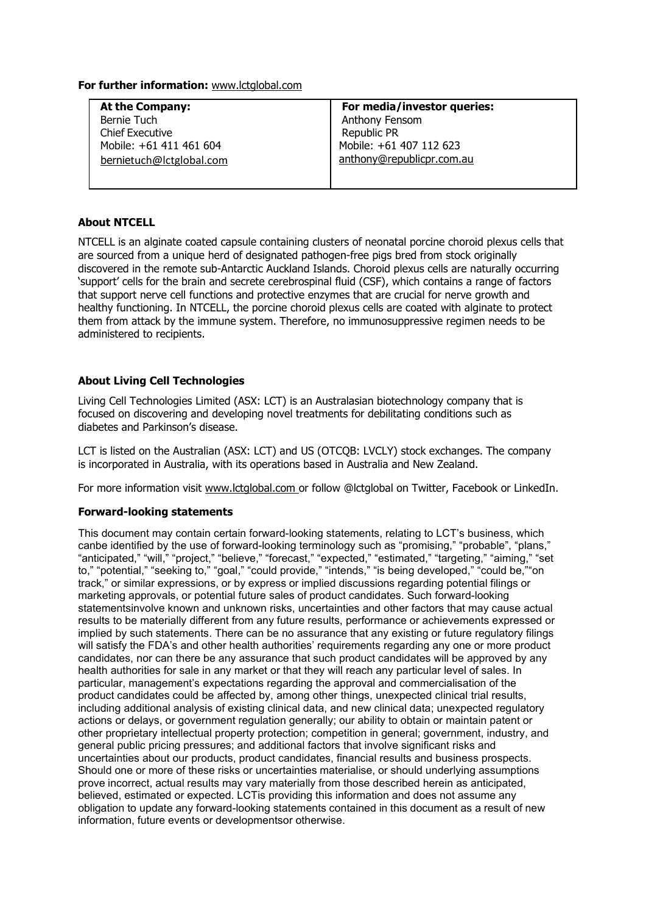**For further information:** www.lctglobal.com

| **At the Company:** | **For media/investor queries:** |
|---|---|
| Bernie Tuch<br>Chief Executive<br>Mobile: +61 411 461 604<br>bernietuch@lctglobal.com | Anthony Fensom<br>Republic PR<br>Mobile: +61 407 112 623<br>anthony@republicpr.com.au |

**About NTCELL**

NTCELL is an alginate coated capsule containing clusters of neonatal porcine choroid plexus cells that are sourced from a unique herd of designated pathogen-free pigs bred from stock originally discovered in the remote sub-Antarctic Auckland Islands. Choroid plexus cells are naturally occurring 'support' cells for the brain and secrete cerebrospinal fluid (CSF), which contains a range of factors that support nerve cell functions and protective enzymes that are crucial for nerve growth and healthy functioning. In NTCELL, the porcine choroid plexus cells are coated with alginate to protect them from attack by the immune system. Therefore, no immunosuppressive regimen needs to be administered to recipients.

**About Living Cell Technologies**

Living Cell Technologies Limited (ASX: LCT) is an Australasian biotechnology company that is focused on discovering and developing novel treatments for debilitating conditions such as diabetes and Parkinson's disease.

LCT is listed on the Australian (ASX: LCT) and US (OTCQB: LVCLY) stock exchanges. The company is incorporated in Australia, with its operations based in Australia and New Zealand.

For more information visit www.lctglobal.com or follow @lctglobal on Twitter, Facebook or LinkedIn.

**Forward-looking statements**

This document may contain certain forward-looking statements, relating to LCT's business, which canbe identified by the use of forward-looking terminology such as "promising," "probable", "plans," "anticipated," "will," "project," "believe," "forecast," "expected," "estimated," "targeting," "aiming," "set to," "potential," "seeking to," "goal," "could provide," "intends," "is being developed," "could be,""on track," or similar expressions, or by express or implied discussions regarding potential filings or marketing approvals, or potential future sales of product candidates. Such forward-looking statementsinvolve known and unknown risks, uncertainties and other factors that may cause actual results to be materially different from any future results, performance or achievements expressed or implied by such statements. There can be no assurance that any existing or future regulatory filings will satisfy the FDA's and other health authorities' requirements regarding any one or more product candidates, nor can there be any assurance that such product candidates will be approved by any health authorities for sale in any market or that they will reach any particular level of sales. In particular, management's expectations regarding the approval and commercialisation of the product candidates could be affected by, among other things, unexpected clinical trial results, including additional analysis of existing clinical data, and new clinical data; unexpected regulatory actions or delays, or government regulation generally; our ability to obtain or maintain patent or other proprietary intellectual property protection; competition in general; government, industry, and general public pricing pressures; and additional factors that involve significant risks and uncertainties about our products, product candidates, financial results and business prospects. Should one or more of these risks or uncertainties materialise, or should underlying assumptions prove incorrect, actual results may vary materially from those described herein as anticipated, believed, estimated or expected. LCTis providing this information and does not assume any obligation to update any forward-looking statements contained in this document as a result of new information, future events or developmentsor otherwise.